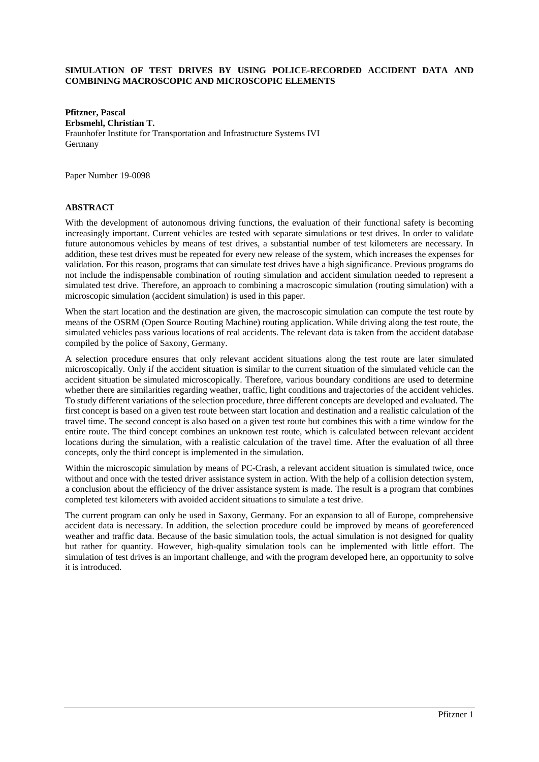# SIMULATION OF TEST DRIVES BY USING POLICE-RECORDED ACCIDENT DATA AND COMBINING MACROSCOPIC AND MICROSCOPIC ELEMENTS

**Pfitzner, Pascal**
**Erbsmehl, Christian T.**
Fraunhofer Institute for Transportation and Infrastructure Systems IVI
Germany

Paper Number 19-0098

## ABSTRACT

With the development of autonomous driving functions, the evaluation of their functional safety is becoming increasingly important. Current vehicles are tested with separate simulations or test drives. In order to validate future autonomous vehicles by means of test drives, a substantial number of test kilometers are necessary. In addition, these test drives must be repeated for every new release of the system, which increases the expenses for validation. For this reason, programs that can simulate test drives have a high significance. Previous programs do not include the indispensable combination of routing simulation and accident simulation needed to represent a simulated test drive. Therefore, an approach to combining a macroscopic simulation (routing simulation) with a microscopic simulation (accident simulation) is used in this paper.

When the start location and the destination are given, the macroscopic simulation can compute the test route by means of the OSRM (Open Source Routing Machine) routing application. While driving along the test route, the simulated vehicles pass various locations of real accidents. The relevant data is taken from the accident database compiled by the police of Saxony, Germany.

A selection procedure ensures that only relevant accident situations along the test route are later simulated microscopically. Only if the accident situation is similar to the current situation of the simulated vehicle can the accident situation be simulated microscopically. Therefore, various boundary conditions are used to determine whether there are similarities regarding weather, traffic, light conditions and trajectories of the accident vehicles. To study different variations of the selection procedure, three different concepts are developed and evaluated. The first concept is based on a given test route between start location and destination and a realistic calculation of the travel time. The second concept is also based on a given test route but combines this with a time window for the entire route. The third concept combines an unknown test route, which is calculated between relevant accident locations during the simulation, with a realistic calculation of the travel time. After the evaluation of all three concepts, only the third concept is implemented in the simulation.

Within the microscopic simulation by means of PC-Crash, a relevant accident situation is simulated twice, once without and once with the tested driver assistance system in action. With the help of a collision detection system, a conclusion about the efficiency of the driver assistance system is made. The result is a program that combines completed test kilometers with avoided accident situations to simulate a test drive.

The current program can only be used in Saxony, Germany. For an expansion to all of Europe, comprehensive accident data is necessary. In addition, the selection procedure could be improved by means of georeferenced weather and traffic data. Because of the basic simulation tools, the actual simulation is not designed for quality but rather for quantity. However, high-quality simulation tools can be implemented with little effort. The simulation of test drives is an important challenge, and with the program developed here, an opportunity to solve it is introduced.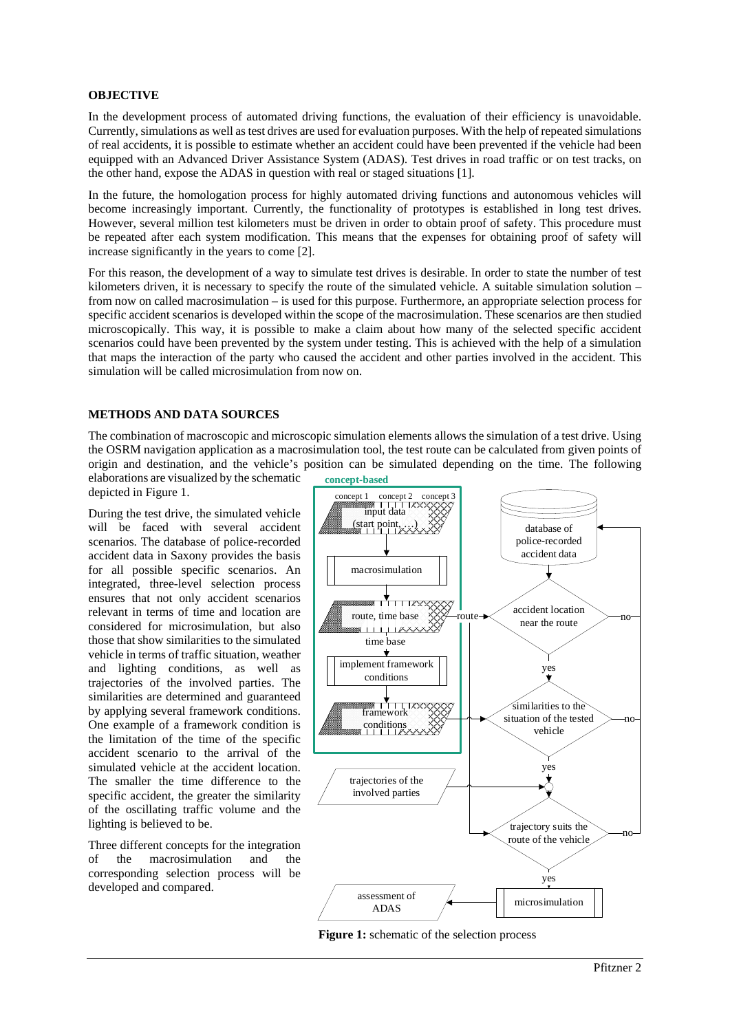**OBJECTIVE**

In the development process of automated driving functions, the evaluation of their efficiency is unavoidable. Currently, simulations as well as test drives are used for evaluation purposes. With the help of repeated simulations of real accidents, it is possible to estimate whether an accident could have been prevented if the vehicle had been equipped with an Advanced Driver Assistance System (ADAS). Test drives in road traffic or on test tracks, on the other hand, expose the ADAS in question with real or staged situations [1].

In the future, the homologation process for highly automated driving functions and autonomous vehicles will become increasingly important. Currently, the functionality of prototypes is established in long test drives. However, several million test kilometers must be driven in order to obtain proof of safety. This procedure must be repeated after each system modification. This means that the expenses for obtaining proof of safety will increase significantly in the years to come [2].

For this reason, the development of a way to simulate test drives is desirable. In order to state the number of test kilometers driven, it is necessary to specify the route of the simulated vehicle. A suitable simulation solution – from now on called macrosimulation – is used for this purpose. Furthermore, an appropriate selection process for specific accident scenarios is developed within the scope of the macrosimulation. These scenarios are then studied microscopically. This way, it is possible to make a claim about how many of the selected specific accident scenarios could have been prevented by the system under testing. This is achieved with the help of a simulation that maps the interaction of the party who caused the accident and other parties involved in the accident. This simulation will be called microsimulation from now on.

**METHODS AND DATA SOURCES**

The combination of macroscopic and microscopic simulation elements allows the simulation of a test drive. Using the OSRM navigation application as a macrosimulation tool, the test route can be calculated from given points of origin and destination, and the vehicle's position can be simulated depending on the time. The following elaborations are visualized by the schematic depicted in Figure 1.

During the test drive, the simulated vehicle will be faced with several accident scenarios. The database of police-recorded accident data in Saxony provides the basis for all possible specific scenarios. An integrated, three-level selection process ensures that not only accident scenarios relevant in terms of time and location are considered for microsimulation, but also those that show similarities to the simulated vehicle in terms of traffic situation, weather and lighting conditions, as well as trajectories of the involved parties. The similarities are determined and guaranteed by applying several framework conditions. One example of a framework condition is the limitation of the time of the specific accident scenario to the arrival of the simulated vehicle at the accident location. The smaller the time difference to the specific accident, the greater the similarity of the oscillating traffic volume and the lighting is believed to be.

Three different concepts for the integration of the macrosimulation and the corresponding selection process will be developed and compared.

**Figure 1:** schematic of the selection process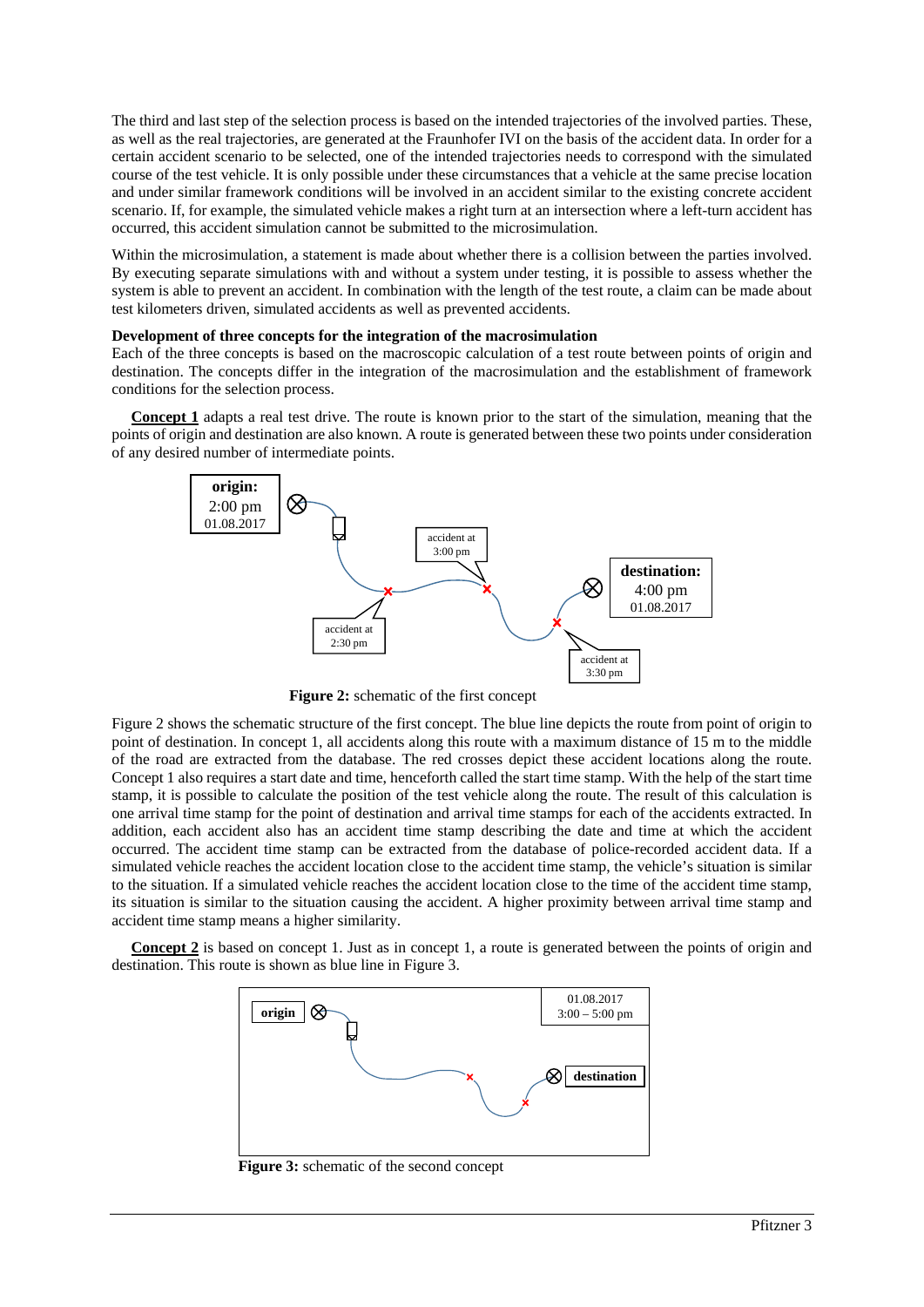The third and last step of the selection process is based on the intended trajectories of the involved parties. These, as well as the real trajectories, are generated at the Fraunhofer IVI on the basis of the accident data. In order for a certain accident scenario to be selected, one of the intended trajectories needs to correspond with the simulated course of the test vehicle. It is only possible under these circumstances that a vehicle at the same precise location and under similar framework conditions will be involved in an accident similar to the existing concrete accident scenario. If, for example, the simulated vehicle makes a right turn at an intersection where a left-turn accident has occurred, this accident simulation cannot be submitted to the microsimulation.

Within the microsimulation, a statement is made about whether there is a collision between the parties involved. By executing separate simulations with and without a system under testing, it is possible to assess whether the system is able to prevent an accident. In combination with the length of the test route, a claim can be made about test kilometers driven, simulated accidents as well as prevented accidents.

**Development of three concepts for the integration of the macrosimulation**

Each of the three concepts is based on the macroscopic calculation of a test route between points of origin and destination. The concepts differ in the integration of the macrosimulation and the establishment of framework conditions for the selection process.

**Concept 1** adapts a real test drive. The route is known prior to the start of the simulation, meaning that the points of origin and destination are also known. A route is generated between these two points under consideration of any desired number of intermediate points.

**Figure 2:** schematic of the first concept

Figure 2 shows the schematic structure of the first concept. The blue line depicts the route from point of origin to point of destination. In concept 1, all accidents along this route with a maximum distance of 15 m to the middle of the road are extracted from the database. The red crosses depict these accident locations along the route. Concept 1 also requires a start date and time, henceforth called the start time stamp. With the help of the start time stamp, it is possible to calculate the position of the test vehicle along the route. The result of this calculation is one arrival time stamp for the point of destination and arrival time stamps for each of the accidents extracted. In addition, each accident also has an accident time stamp describing the date and time at which the accident occurred. The accident time stamp can be extracted from the database of police-recorded accident data. If a simulated vehicle reaches the accident location close to the accident time stamp, the vehicle's situation is similar to the situation. If a simulated vehicle reaches the accident location close to the time of the accident time stamp, its situation is similar to the situation causing the accident. A higher proximity between arrival time stamp and accident time stamp means a higher similarity.

**Concept 2** is based on concept 1. Just as in concept 1, a route is generated between the points of origin and destination. This route is shown as blue line in Figure 3.

**Figure 3:** schematic of the second concept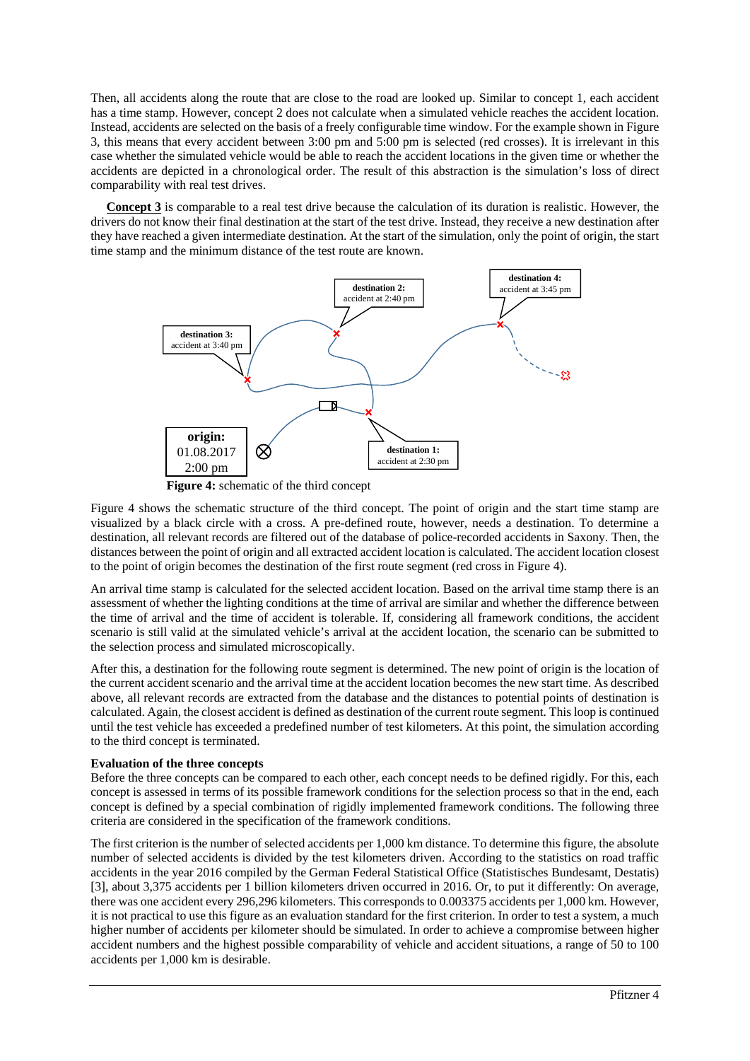Then, all accidents along the route that are close to the road are looked up. Similar to concept 1, each accident has a time stamp. However, concept 2 does not calculate when a simulated vehicle reaches the accident location. Instead, accidents are selected on the basis of a freely configurable time window. For the example shown in Figure 3, this means that every accident between 3:00 pm and 5:00 pm is selected (red crosses). It is irrelevant in this case whether the simulated vehicle would be able to reach the accident locations in the given time or whether the accidents are depicted in a chronological order. The result of this abstraction is the simulation's loss of direct comparability with real test drives.

**Concept 3** is comparable to a real test drive because the calculation of its duration is realistic. However, the drivers do not know their final destination at the start of the test drive. Instead, they receive a new destination after they have reached a given intermediate destination. At the start of the simulation, only the point of origin, the start time stamp and the minimum distance of the test route are known.

**destination 2:** accident at 2:40 pm

**destination 4:** accident at 3:45 pm

**destination 3:** accident at 3:40 pm

**origin:** 01.08.2017 2:00 pm

**destination 1:** accident at 2:30 pm

**Figure 4:** schematic of the third concept

Figure 4 shows the schematic structure of the third concept. The point of origin and the start time stamp are visualized by a black circle with a cross. A pre-defined route, however, needs a destination. To determine a destination, all relevant records are filtered out of the database of police-recorded accidents in Saxony. Then, the distances between the point of origin and all extracted accident location is calculated. The accident location closest to the point of origin becomes the destination of the first route segment (red cross in Figure 4).

An arrival time stamp is calculated for the selected accident location. Based on the arrival time stamp there is an assessment of whether the lighting conditions at the time of arrival are similar and whether the difference between the time of arrival and the time of accident is tolerable. If, considering all framework conditions, the accident scenario is still valid at the simulated vehicle's arrival at the accident location, the scenario can be submitted to the selection process and simulated microscopically.

After this, a destination for the following route segment is determined. The new point of origin is the location of the current accident scenario and the arrival time at the accident location becomes the new start time. As described above, all relevant records are extracted from the database and the distances to potential points of destination is calculated. Again, the closest accident is defined as destination of the current route segment. This loop is continued until the test vehicle has exceeded a predefined number of test kilometers. At this point, the simulation according to the third concept is terminated.

**Evaluation of the three concepts**

Before the three concepts can be compared to each other, each concept needs to be defined rigidly. For this, each concept is assessed in terms of its possible framework conditions for the selection process so that in the end, each concept is defined by a special combination of rigidly implemented framework conditions. The following three criteria are considered in the specification of the framework conditions.

The first criterion is the number of selected accidents per 1,000 km distance. To determine this figure, the absolute number of selected accidents is divided by the test kilometers driven. According to the statistics on road traffic accidents in the year 2016 compiled by the German Federal Statistical Office (Statistisches Bundesamt, Destatis) [3], about 3,375 accidents per 1 billion kilometers driven occurred in 2016. Or, to put it differently: On average, there was one accident every 296,296 kilometers. This corresponds to 0.003375 accidents per 1,000 km. However, it is not practical to use this figure as an evaluation standard for the first criterion. In order to test a system, a much higher number of accidents per kilometer should be simulated. In order to achieve a compromise between higher accident numbers and the highest possible comparability of vehicle and accident situations, a range of 50 to 100 accidents per 1,000 km is desirable.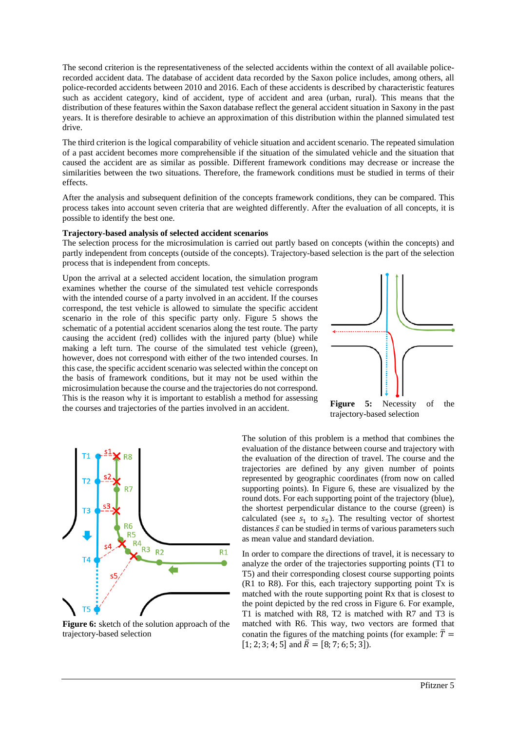The second criterion is the representativeness of the selected accidents within the context of all available police-recorded accident data. The database of accident data recorded by the Saxon police includes, among others, all police-recorded accidents between 2010 and 2016. Each of these accidents is described by characteristic features such as accident category, kind of accident, type of accident and area (urban, rural). This means that the distribution of these features within the Saxon database reflect the general accident situation in Saxony in the past years. It is therefore desirable to achieve an approximation of this distribution within the planned simulated test drive.

The third criterion is the logical comparability of vehicle situation and accident scenario. The repeated simulation of a past accident becomes more comprehensible if the situation of the simulated vehicle and the situation that caused the accident are as similar as possible. Different framework conditions may decrease or increase the similarities between the two situations. Therefore, the framework conditions must be studied in terms of their effects.

After the analysis and subsequent definition of the concepts framework conditions, they can be compared. This process takes into account seven criteria that are weighted differently. After the evaluation of all concepts, it is possible to identify the best one.

**Trajectory-based analysis of selected accident scenarios**

The selection process for the microsimulation is carried out partly based on concepts (within the concepts) and partly independent from concepts (outside of the concepts). Trajectory-based selection is the part of the selection process that is independent from concepts.

Upon the arrival at a selected accident location, the simulation program examines whether the course of the simulated test vehicle corresponds with the intended course of a party involved in an accident. If the courses correspond, the test vehicle is allowed to simulate the specific accident scenario in the role of this specific party only. Figure 5 shows the schematic of a potential accident scenarios along the test route. The party causing the accident (red) collides with the injured party (blue) while making a left turn. The course of the simulated test vehicle (green), however, does not correspond with either of the two intended courses. In this case, the specific accident scenario was selected within the concept on the basis of framework conditions, but it may not be used within the microsimulation because the course and the trajectories do not correspond. This is the reason why it is important to establish a method for assessing the courses and trajectories of the parties involved in an accident.

**Figure 5:** Necessity of the trajectory-based selection

**Figure 6:** sketch of the solution approach of the trajectory-based selection

The solution of this problem is a method that combines the evaluation of the distance between course and trajectory with the evaluation of the direction of travel. The course and the trajectories are defined by any given number of points represented by geographic coordinates (from now on called supporting points). In Figure 6, these are visualized by the round dots. For each supporting point of the trajectory (blue), the shortest perpendicular distance to the course (green) is calculated (see $s_1$ to $s_5$). The resulting vector of shortest distances $\bar{s}$ can be studied in terms of various parameters such as mean value and standard deviation.

In order to compare the directions of travel, it is necessary to analyze the order of the trajectories supporting points (T1 to T5) and their corresponding closest course supporting points (R1 to R8). For this, each trajectory supporting point Tx is matched with the route supporting point Rx that is closest to the point depicted by the red cross in Figure 6. For example, T1 is matched with R8, T2 is matched with R7 and T3 is matched with R6. This way, two vectors are formed that conatin the figures of the matching points (for example: $\bar{T} = [1;2;3;4;5]$ and $\bar{R} = [8;7;6;5;3]$).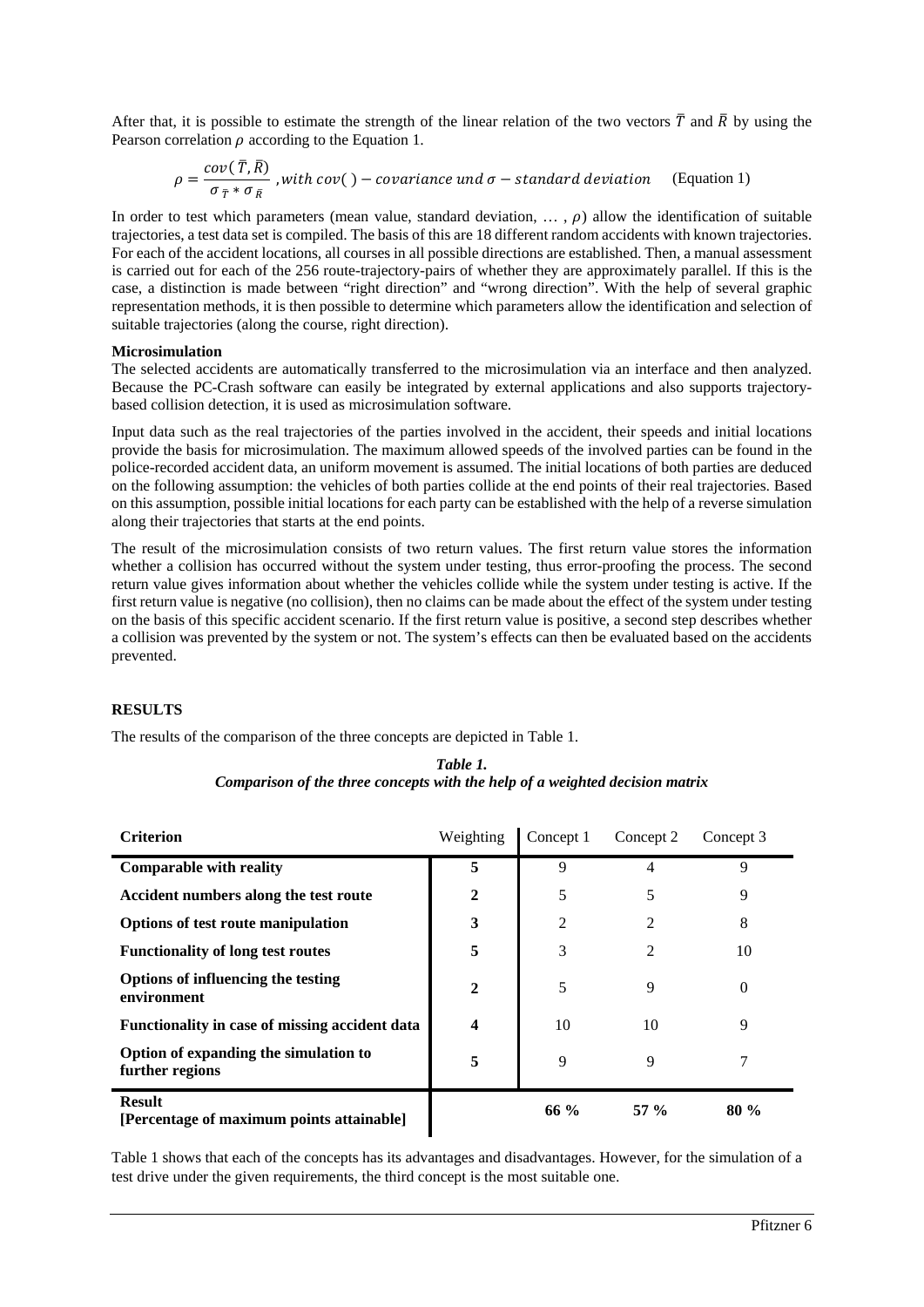After that, it is possible to estimate the strength of the linear relation of the two vectors $\bar{T}$ and $\bar{R}$ by using the Pearson correlation $\rho$ according to the Equation 1.

$$\rho = \frac{cov(\bar{T}, \bar{R})}{\sigma_{\bar{T}} * \sigma_{\bar{R}}} \text{ ,with } cov() - covariance \text{ und } \sigma - standard \text{ } deviation \quad \text{(Equation 1)}$$

In order to test which parameters (mean value, standard deviation, … , $\rho$) allow the identification of suitable trajectories, a test data set is compiled. The basis of this are 18 different random accidents with known trajectories. For each of the accident locations, all courses in all possible directions are established. Then, a manual assessment is carried out for each of the 256 route-trajectory-pairs of whether they are approximately parallel. If this is the case, a distinction is made between "right direction" and "wrong direction". With the help of several graphic representation methods, it is then possible to determine which parameters allow the identification and selection of suitable trajectories (along the course, right direction).

**Microsimulation**

The selected accidents are automatically transferred to the microsimulation via an interface and then analyzed. Because the PC-Crash software can easily be integrated by external applications and also supports trajectory-based collision detection, it is used as microsimulation software.

Input data such as the real trajectories of the parties involved in the accident, their speeds and initial locations provide the basis for microsimulation. The maximum allowed speeds of the involved parties can be found in the police-recorded accident data, an uniform movement is assumed. The initial locations of both parties are deduced on the following assumption: the vehicles of both parties collide at the end points of their real trajectories. Based on this assumption, possible initial locations for each party can be established with the help of a reverse simulation along their trajectories that starts at the end points.

The result of the microsimulation consists of two return values. The first return value stores the information whether a collision has occurred without the system under testing, thus error-proofing the process. The second return value gives information about whether the vehicles collide while the system under testing is active. If the first return value is negative (no collision), then no claims can be made about the effect of the system under testing on the basis of this specific accident scenario. If the first return value is positive, a second step describes whether a collision was prevented by the system or not. The system's effects can then be evaluated based on the accidents prevented.

## RESULTS

The results of the comparison of the three concepts are depicted in Table 1.

***Table 1.***
***Comparison of the three concepts with the help of a weighted decision matrix***

| Criterion | Weighting | Concept 1 | Concept 2 | Concept 3 |
|---|---|---|---|---|
| **Comparable with reality** | **5** | 9 | 4 | 9 |
| **Accident numbers along the test route** | **2** | 5 | 5 | 9 |
| **Options of test route manipulation** | **3** | 2 | 2 | 8 |
| **Functionality of long test routes** | **5** | 3 | 2 | 10 |
| **Options of influencing the testing environment** | **2** | 5 | 9 | 0 |
| **Functionality in case of missing accident data** | **4** | 10 | 10 | 9 |
| **Option of expanding the simulation to further regions** | **5** | 9 | 9 | 7 |
| **Result [Percentage of maximum points attainable]** | | **66 %** | **57 %** | **80 %** |

Table 1 shows that each of the concepts has its advantages and disadvantages. However, for the simulation of a test drive under the given requirements, the third concept is the most suitable one.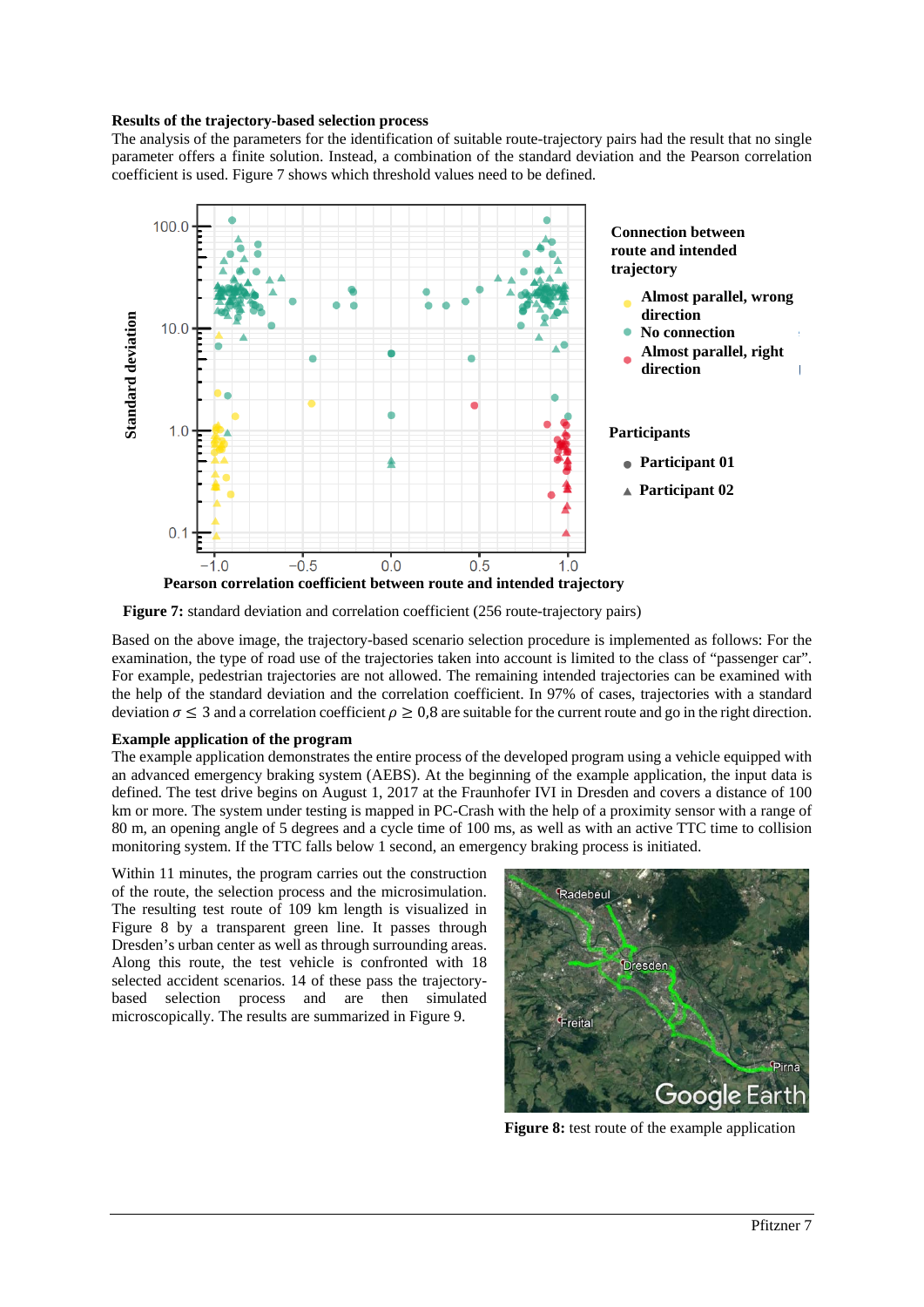**Results of the trajectory-based selection process**

The analysis of the parameters for the identification of suitable route-trajectory pairs had the result that no single parameter offers a finite solution. Instead, a combination of the standard deviation and the Pearson correlation coefficient is used. Figure 7 shows which threshold values need to be defined.

**Figure 7:** standard deviation and correlation coefficient (256 route-trajectory pairs)

Based on the above image, the trajectory-based scenario selection procedure is implemented as follows: For the examination, the type of road use of the trajectories taken into account is limited to the class of "passenger car". For example, pedestrian trajectories are not allowed. The remaining intended trajectories can be examined with the help of the standard deviation and the correlation coefficient. In 97% of cases, trajectories with a standard deviation $\sigma \leq 3$ and a correlation coefficient $\rho \geq 0{,}8$ are suitable for the current route and go in the right direction.

**Example application of the program**

The example application demonstrates the entire process of the developed program using a vehicle equipped with an advanced emergency braking system (AEBS). At the beginning of the example application, the input data is defined. The test drive begins on August 1, 2017 at the Fraunhofer IVI in Dresden and covers a distance of 100 km or more. The system under testing is mapped in PC-Crash with the help of a proximity sensor with a range of 80 m, an opening angle of 5 degrees and a cycle time of 100 ms, as well as with an active TTC time to collision monitoring system. If the TTC falls below 1 second, an emergency braking process is initiated.

Within 11 minutes, the program carries out the construction of the route, the selection process and the microsimulation. The resulting test route of 109 km length is visualized in Figure 8 by a transparent green line. It passes through Dresden's urban center as well as through surrounding areas. Along this route, the test vehicle is confronted with 18 selected accident scenarios. 14 of these pass the trajectory-based selection process and are then simulated microscopically. The results are summarized in Figure 9.

**Figure 8:** test route of the example application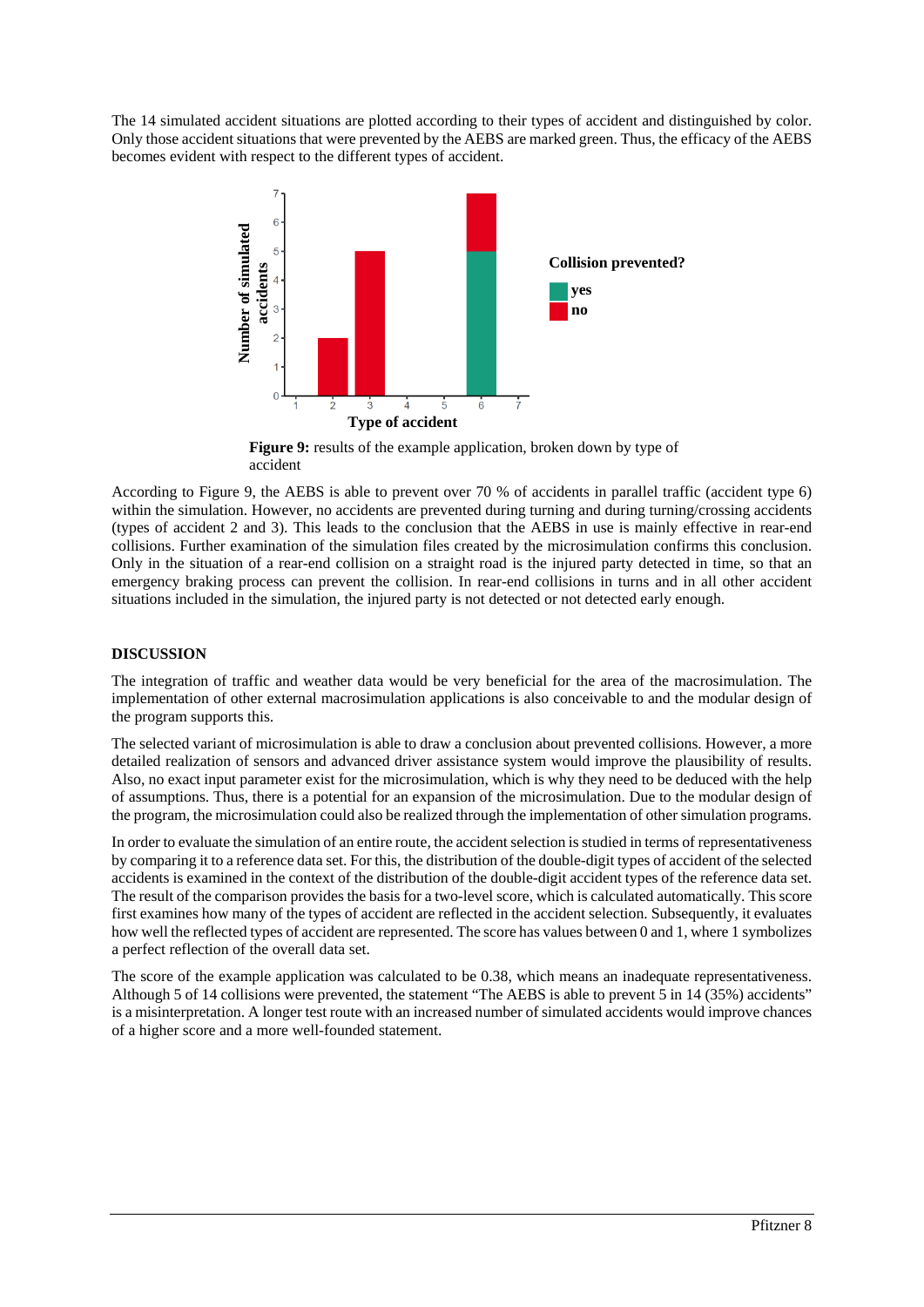The 14 simulated accident situations are plotted according to their types of accident and distinguished by color. Only those accident situations that were prevented by the AEBS are marked green. Thus, the efficacy of the AEBS becomes evident with respect to the different types of accident.

**Figure 9:** results of the example application, broken down by type of accident

According to Figure 9, the AEBS is able to prevent over 70 % of accidents in parallel traffic (accident type 6) within the simulation. However, no accidents are prevented during turning and during turning/crossing accidents (types of accident 2 and 3). This leads to the conclusion that the AEBS in use is mainly effective in rear-end collisions. Further examination of the simulation files created by the microsimulation confirms this conclusion. Only in the situation of a rear-end collision on a straight road is the injured party detected in time, so that an emergency braking process can prevent the collision. In rear-end collisions in turns and in all other accident situations included in the simulation, the injured party is not detected or not detected early enough.

## DISCUSSION

The integration of traffic and weather data would be very beneficial for the area of the macrosimulation. The implementation of other external macrosimulation applications is also conceivable to and the modular design of the program supports this.

The selected variant of microsimulation is able to draw a conclusion about prevented collisions. However, a more detailed realization of sensors and advanced driver assistance system would improve the plausibility of results. Also, no exact input parameter exist for the microsimulation, which is why they need to be deduced with the help of assumptions. Thus, there is a potential for an expansion of the microsimulation. Due to the modular design of the program, the microsimulation could also be realized through the implementation of other simulation programs.

In order to evaluate the simulation of an entire route, the accident selection is studied in terms of representativeness by comparing it to a reference data set. For this, the distribution of the double-digit types of accident of the selected accidents is examined in the context of the distribution of the double-digit accident types of the reference data set. The result of the comparison provides the basis for a two-level score, which is calculated automatically. This score first examines how many of the types of accident are reflected in the accident selection. Subsequently, it evaluates how well the reflected types of accident are represented. The score has values between 0 and 1, where 1 symbolizes a perfect reflection of the overall data set.

The score of the example application was calculated to be 0.38, which means an inadequate representativeness. Although 5 of 14 collisions were prevented, the statement "The AEBS is able to prevent 5 in 14 (35%) accidents" is a misinterpretation. A longer test route with an increased number of simulated accidents would improve chances of a higher score and a more well-founded statement.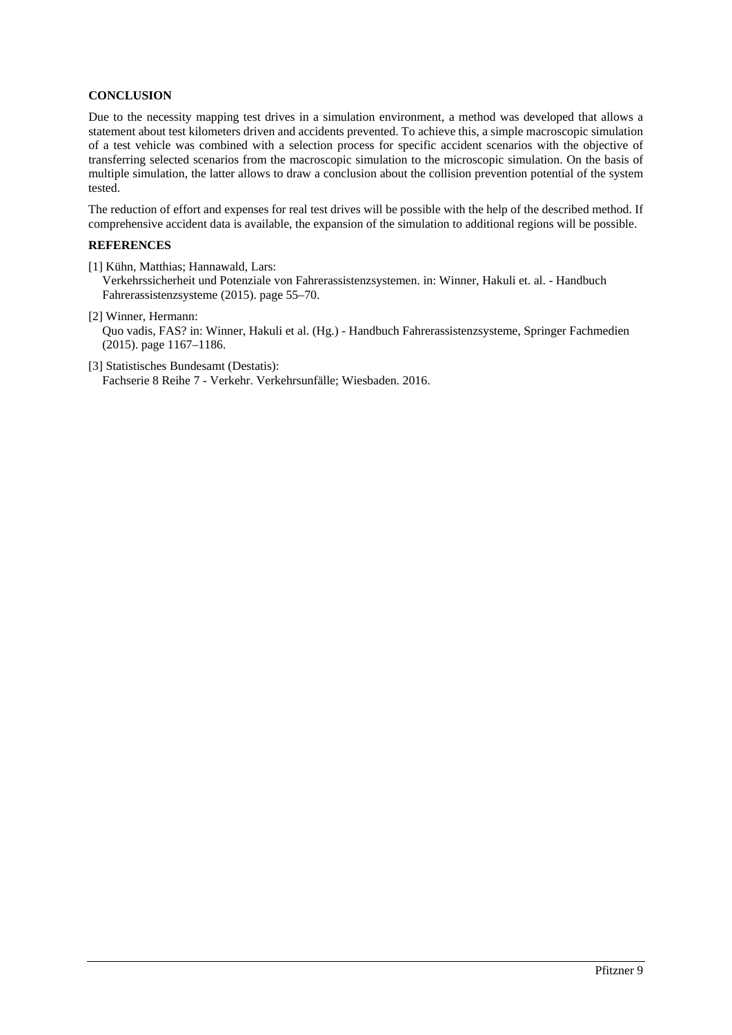## CONCLUSION

Due to the necessity mapping test drives in a simulation environment, a method was developed that allows a statement about test kilometers driven and accidents prevented. To achieve this, a simple macroscopic simulation of a test vehicle was combined with a selection process for specific accident scenarios with the objective of transferring selected scenarios from the macroscopic simulation to the microscopic simulation. On the basis of multiple simulation, the latter allows to draw a conclusion about the collision prevention potential of the system tested.

The reduction of effort and expenses for real test drives will be possible with the help of the described method. If comprehensive accident data is available, the expansion of the simulation to additional regions will be possible.

## REFERENCES

[1] Kühn, Matthias; Hannawald, Lars:
Verkehrssicherheit und Potenziale von Fahrerassistenzsystemen. in: Winner, Hakuli et. al. - Handbuch Fahrerassistenzsysteme (2015). page 55–70.

[2] Winner, Hermann:
Quo vadis, FAS? in: Winner, Hakuli et al. (Hg.) - Handbuch Fahrerassistenzsysteme, Springer Fachmedien (2015). page 1167–1186.

[3] Statistisches Bundesamt (Destatis):
Fachserie 8 Reihe 7 - Verkehr. Verkehrsunfälle; Wiesbaden. 2016.